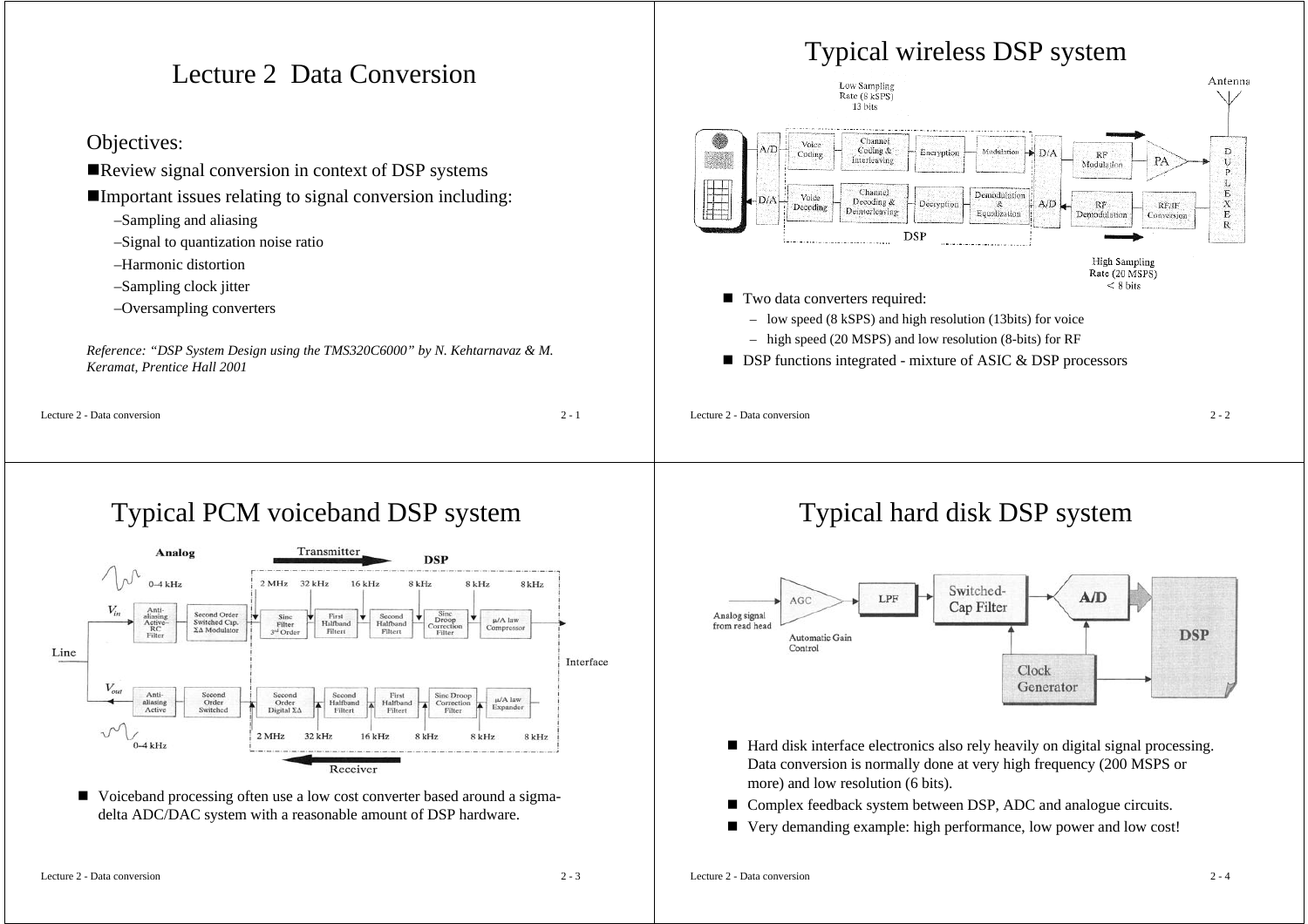# Lecture 2 Data Conversion

Objectives:

- Review signal conversion in context of DSP systems
- Important issues relating to signal conversion including:
  - Sampling and aliasing
  - Signal to quantization noise ratio
  - Harmonic distortion
  - Sampling clock jitter
  - Oversampling converters

*Reference: "DSP System Design using the TMS320C6000" by N. Kehtarnavaz & M. Keramat, Prentice Hall 2001*

# Typical wireless DSP system

- Two data converters required:
  - low speed (8 kSPS) and high resolution (13bits) for voice
  - high speed (20 MSPS) and low resolution (8-bits) for RF
- DSP functions integrated - mixture of ASIC & DSP processors

# Typical PCM voiceband DSP system

- Voiceband processing often use a low cost converter based around a sigma-delta ADC/DAC system with a reasonable amount of DSP hardware.

# Typical hard disk DSP system

- Hard disk interface electronics also rely heavily on digital signal processing. Data conversion is normally done at very high frequency (200 MSPS or more) and low resolution (6 bits).
- Complex feedback system between DSP, ADC and analogue circuits.
- Very demanding example: high performance, low power and low cost!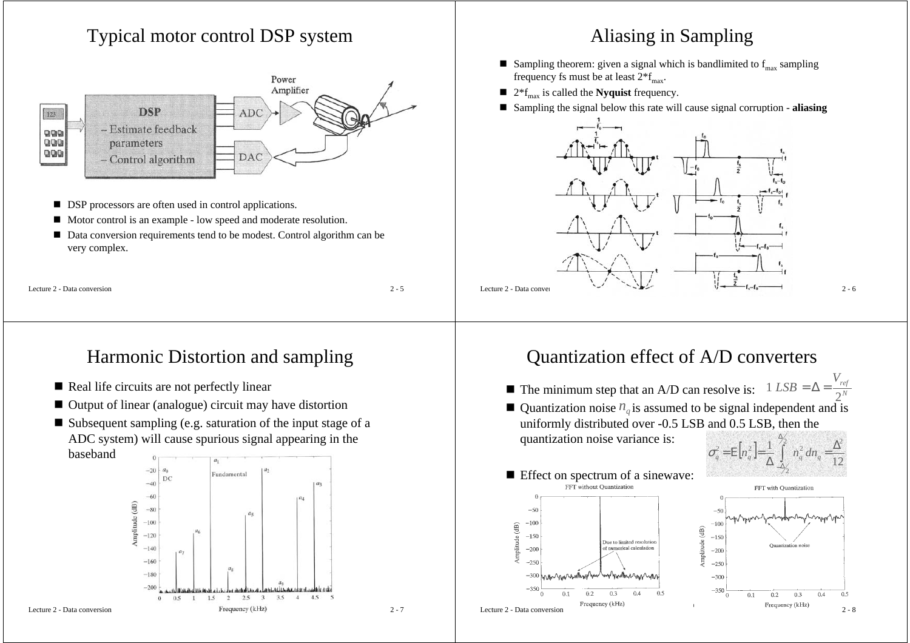# Typical motor control DSP system

- DSP processors are often used in control applications.
- Motor control is an example - low speed and moderate resolution.
- Data conversion requirements tend to be modest. Control algorithm can be very complex.

# Aliasing in Sampling

- Sampling theorem: given a signal which is bandlimited to $f_{max}$ sampling frequency fs must be at least $2*f_{max}$.
- $2*f_{max}$ is called the **Nyquist** frequency.
- Sampling the signal below this rate will cause signal corruption - **aliasing**

# Harmonic Distortion and sampling

- Real life circuits are not perfectly linear
- Output of linear (analogue) circuit may have distortion
- Subsequent sampling (e.g. saturation of the input stage of a ADC system) will cause spurious signal appearing in the baseband

# Quantization effect of A/D converters

- The minimum step that an A/D can resolve is: $1\ LSB = \Delta = \frac{V_{ref}}{2^N}$
- Quantization noise $n_q$ is assumed to be signal independent and is uniformly distributed over -0.5 LSB and 0.5 LSB, then the quantization noise variance is: $\sigma_q^2 = E\left[n_q^2\right] = \frac{1}{\Delta}\int_{-\Delta/2}^{\Delta/2} n_q^2\, dn_q = \frac{\Delta^2}{12}$
- Effect on spectrum of a sinewave: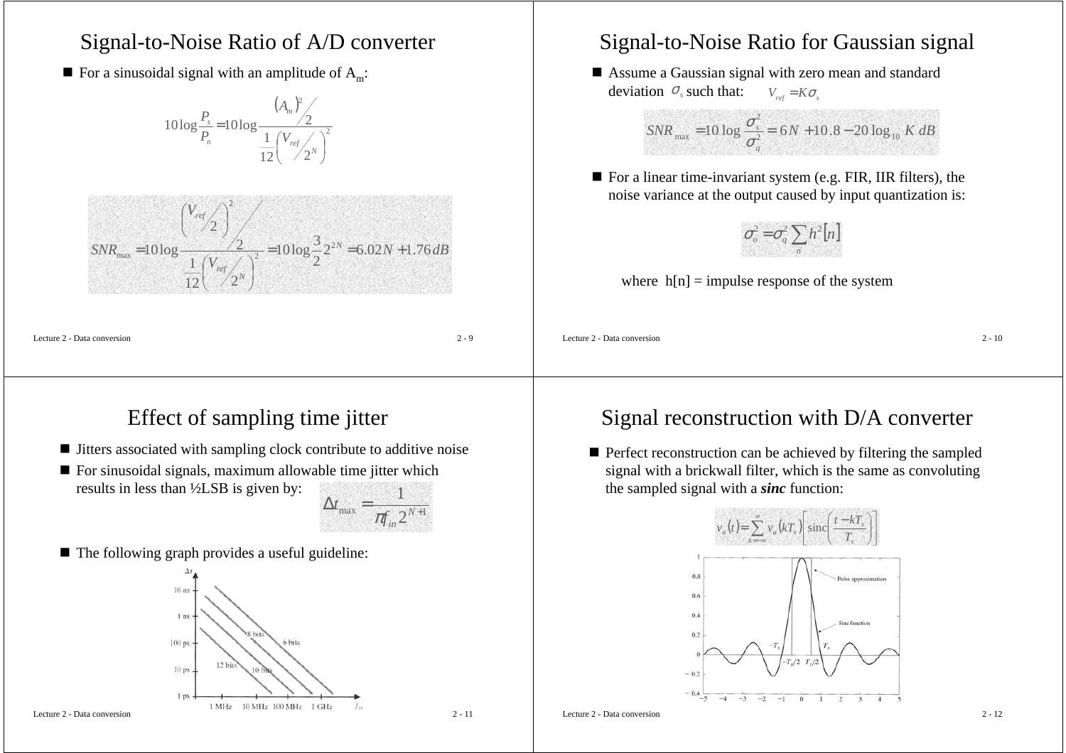## Signal-to-Noise Ratio of A/D converter

- For a sinusoidal signal with an amplitude of $A_m$:

$$10\log\frac{P_s}{P_n} = 10\log\frac{\left(A_m\right)^2 / 2}{\frac{1}{12}\left(V_{ref} / 2^N\right)^2}$$

$$SNR_{max} = 10\log\frac{\left(V_{ref} / 2\right)^2 / 2}{\frac{1}{12}\left(V_{ref} / 2^N\right)^2} = 10\log\frac{3}{2}2^{2N} = 6.02N + 1.76\,dB$$

## Signal-to-Noise Ratio for Gaussian signal

- Assume a Gaussian signal with zero mean and standard deviation $\sigma_s$ such that: $V_{ref} = K\sigma_s$

$$SNR_{max} = 10\log\frac{\sigma_s^2}{\sigma_q^2} = 6N + 10.8 - 20\log_{10} K\ dB$$

- For a linear time-invariant system (e.g. FIR, IIR filters), the noise variance at the output caused by input quantization is:

$$\sigma_o^2 = \sigma_q^2 \sum_n h^2[n]$$

where h[n] = impulse response of the system

## Effect of sampling time jitter

- Jitters associated with sampling clock contribute to additive noise
- For sinusoidal signals, maximum allowable time jitter which results in less than ½LSB is given by:

$$\Delta t_{max} = \frac{1}{\pi f_{in} 2^{N+1}}$$

- The following graph provides a useful guideline:

## Signal reconstruction with D/A converter

- Perfect reconstruction can be achieved by filtering the sampled signal with a brickwall filter, which is the same as convoluting the sampled signal with a ***sinc*** function:

$$v_a(t) = \sum_{k=-\infty}^{\infty} v_a(kT_s)\left[\operatorname{sinc}\left(\frac{t - kT_s}{T_s}\right)\right]$$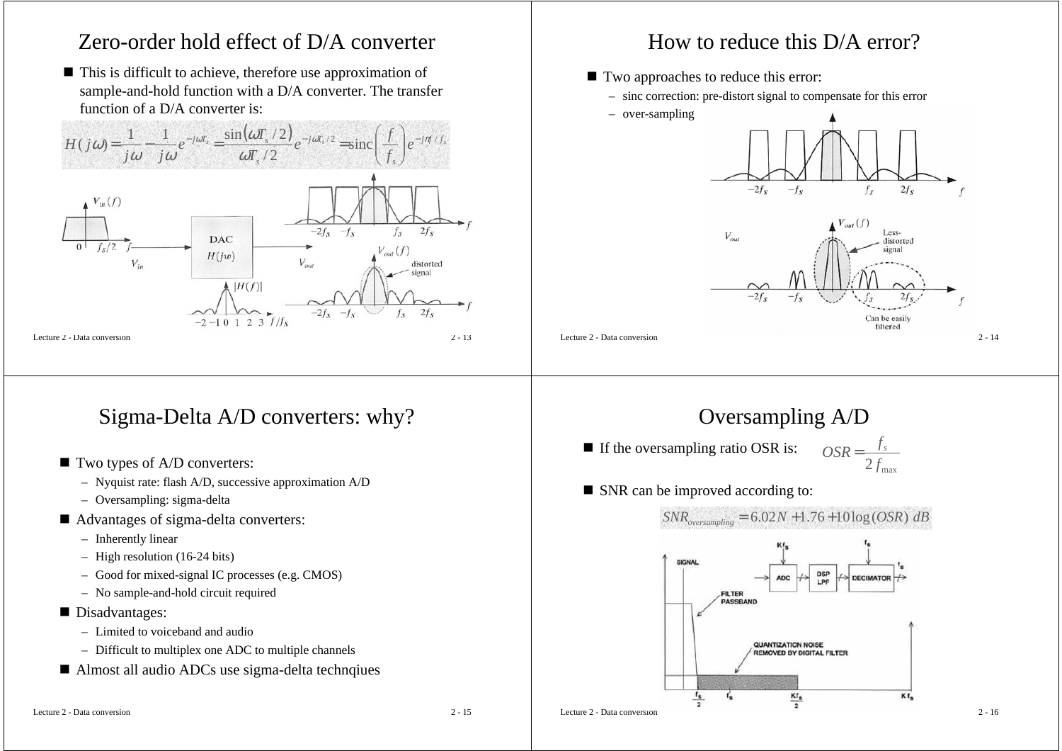# Zero-order hold effect of D/A converter

- This is difficult to achieve, therefore use approximation of sample-and-hold function with a D/A converter. The transfer function of a D/A converter is:

$$H(j\omega) = \frac{1}{j\omega} - \frac{1}{j\omega}e^{-j\omega T_s} = \frac{\sin(\omega T_s/2)}{\omega T_s/2}e^{-j\omega T_s/2} = \text{sinc}\left(\frac{f}{f_s}\right)e^{-j\pi f/f_s}$$

# How to reduce this D/A error?

- Two approaches to reduce this error:
  - sinc correction: pre-distort signal to compensate for this error
  - over-sampling

# Sigma-Delta A/D converters: why?

- Two types of A/D converters:
  - Nyquist rate: flash A/D, successive approximation A/D
  - Oversampling: sigma-delta
- Advantages of sigma-delta converters:
  - Inherently linear
  - High resolution (16-24 bits)
  - Good for mixed-signal IC processes (e.g. CMOS)
  - No sample-and-hold circuit required
- Disadvantages:
  - Limited to voiceband and audio
  - Difficult to multiplex one ADC to multiple channels
- Almost all audio ADCs use sigma-delta technqiues

# Oversampling A/D

- If the oversampling ratio OSR is: $OSR = \frac{f_s}{2f_{max}}$
- SNR can be improved according to:

$$SNR_{oversampling} = 6.02N + 1.76 + 10\log(OSR)\ dB$$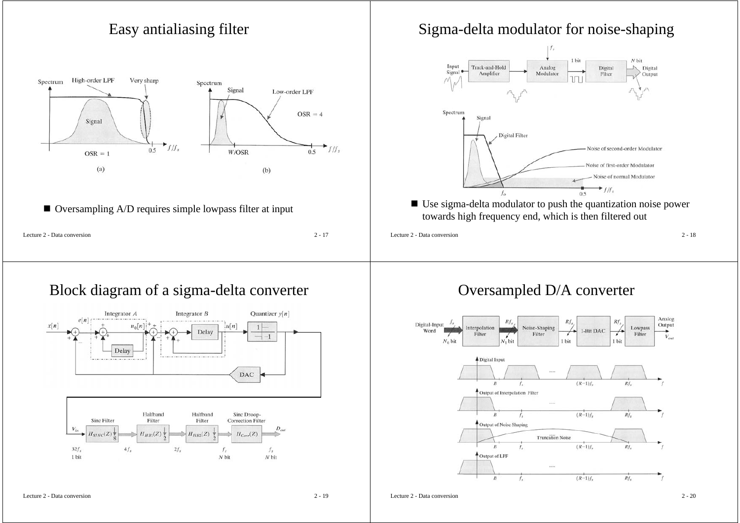## Easy antialiasing filter

- Oversampling A/D requires simple lowpass filter at input

## Sigma-delta modulator for noise-shaping

- Use sigma-delta modulator to push the quantization noise power towards high frequency end, which is then filtered out

## Block diagram of a sigma-delta converter

## Oversampled D/A converter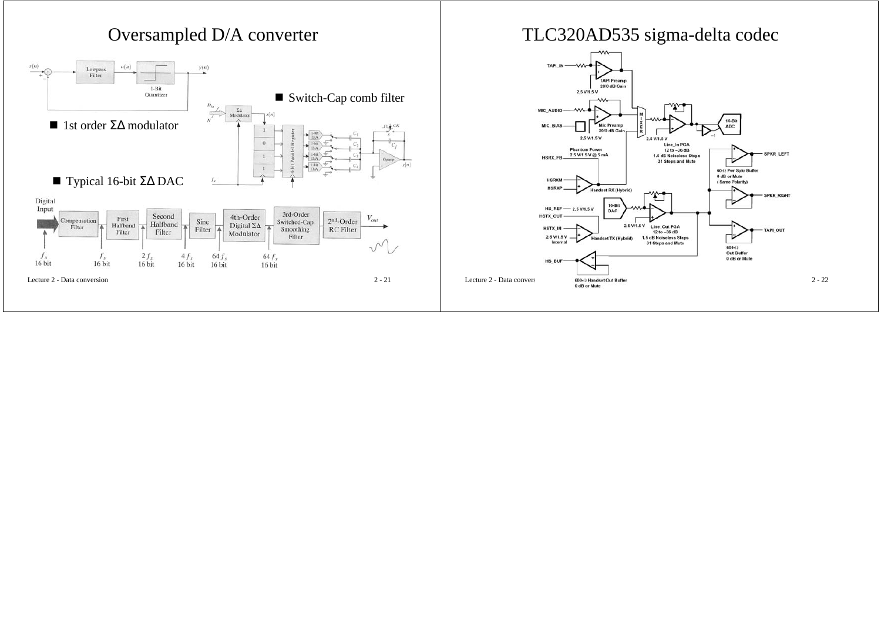# Oversampled D/A converter

- 1st order ΣΔ modulator
- Switch-Cap comb filter
- Typical 16-bit ΣΔ DAC

$x(n)$

Lowpass Filter

$u(n)$

1-Bit Quantizer

$y(n)$

$D_{in}$

$N$

ΣΔ Modulator

$s[n]$

4-bit Parallel Register

1-Bit D/A

$C_1$ $C_2$ $C_3$ $C_4$

$C_f$

CK

Opamp

$y[n]$

$f_s$

Digital Input

Compensation Filter

First Halfband Filter

Second Halfband Filter

Sinc Filter

4th-Order Digital ΣΔ Modulator

3rd-Order Switched-Cap. Smoothing Filter

2nd-Order RC Filter

$V_{out}$

$f_s$ 16 bit

$f_s$ 16 bit

$2f_s$ 16 bit

$4f_s$ 16 bit

$64f_s$ 16 bit

$64f_s$ 16 bit

# TLC320AD535 sigma-delta codec

TAPI_IN

TAPI Preamp 20/0 dB Gain

2.5 V/1.5 V

MIC_AUDIO

MIC_BIAS

Mic Preamp 20/0 dB Gain

2.5 V/1.5 V

MIXER

2.5 V/1.5 V

Line_In PGA 12 to –36 dB 1.5 dB Noiseless Steps 31 Steps and Mute

16-Bit ADC

–1

Phantom Power 2.5 V/1.5 V @ 5 mA

HSRX_FB

HSRXM

HSRXP

Handset RX (Hybrid)

SPKR_LEFT

90-Ω Pwr Spkr Buffer 0 dB or Mute (Same Polarity)

SPKR_RIGHT

HS_REF

2.5 V/1.5 V

HSTX_OUT

16-Bit DAC

2.5 V/1.5 V

Line_Out PGA 12 to –36 dB 1.5 dB Noiseless Steps 31 Steps and Mute

HSTX_IN

2.5 V/1.5 V Internal

Handset TX (Hybrid)

TAPI_OUT

600-Ω Out Buffer 0 dB or Mute

HS_BUF

600-Ω Handset Out Buffer 0 dB or Mute